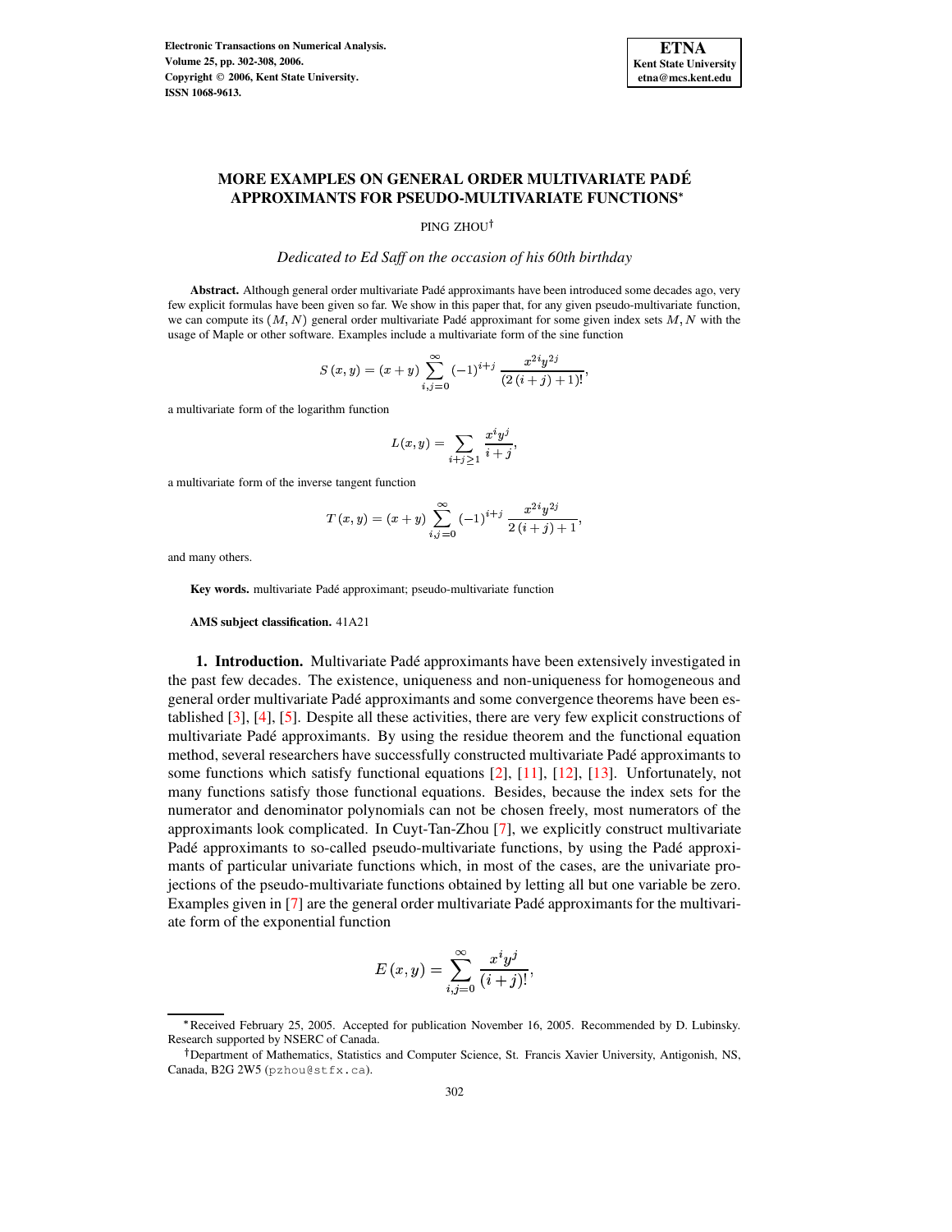# MORE EXAMPLES ON GENERAL ORDER MULTIVARIATE PADÉ APPROXIMANTS FOR PSEUDO-MULTIVARIATE FUNCTIONS*

PING ZHOU†

*Dedicated to Ed Saff on the occasion of his 60th birthday*

**Abstract.** Although general order multivariate Padé approximants have been introduced some decades ago, very few explicit formulas have been given so far. We show in this paper that, for any given pseudo-multivariate function, we can compute its $(M, N)$ general order multivariate Padé approximant for some given index sets $M, N$ with the usage of Maple or other software. Examples include a multivariate form of the sine function

$$S(x,y) = (x+y)\sum_{i,j=0}^{\infty}(-1)^{i+j}\frac{x^{2i}y^{2j}}{(2(i+j)+1)!},$$

a multivariate form of the logarithm function

$$L(x,y) = \sum_{i+j\geq 1}\frac{x^i y^j}{i+j},$$

a multivariate form of the inverse tangent function

$$T(x,y) = (x+y)\sum_{i,j=0}^{\infty}(-1)^{i+j}\frac{x^{2i}y^{2j}}{2(i+j)+1},$$

and many others.

**Key words.** multivariate Padé approximant; pseudo-multivariate function

**AMS subject classification.** 41A21

**1. Introduction.** Multivariate Padé approximants have been extensively investigated in the past few decades. The existence, uniqueness and non-uniqueness for homogeneous and general order multivariate Padé approximants and some convergence theorems have been established [3], [4], [5]. Despite all these activities, there are very few explicit constructions of multivariate Padé approximants. By using the residue theorem and the functional equation method, several researchers have successfully constructed multivariate Padé approximants to some functions which satisfy functional equations [2], [11], [12], [13]. Unfortunately, not many functions satisfy those functional equations. Besides, because the index sets for the numerator and denominator polynomials can not be chosen freely, most numerators of the approximants look complicated. In Cuyt-Tan-Zhou [7], we explicitly construct multivariate Padé approximants to so-called pseudo-multivariate functions, by using the Padé approximants of particular univariate functions which, in most of the cases, are the univariate projections of the pseudo-multivariate functions obtained by letting all but one variable be zero. Examples given in [7] are the general order multivariate Padé approximants for the multivariate form of the exponential function

$$E(x,y) = \sum_{i,j=0}^{\infty}\frac{x^i y^j}{(i+j)!},$$

*Received February 25, 2005. Accepted for publication November 16, 2005. Recommended by D. Lubinsky. Research supported by NSERC of Canada.

†Department of Mathematics, Statistics and Computer Science, St. Francis Xavier University, Antigonish, NS, Canada, B2G 2W5 (pzhou@stfx.ca).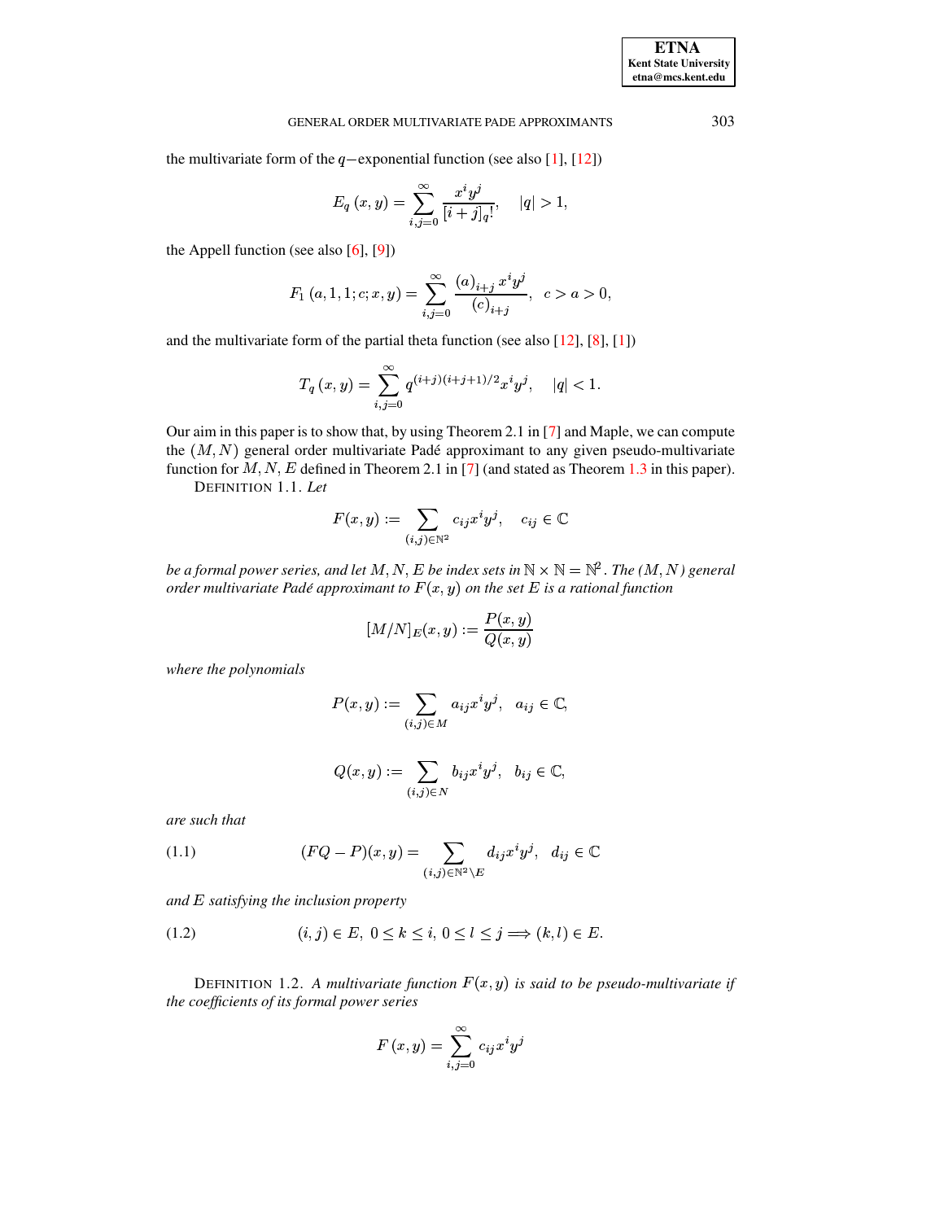the multivariate form of the $q-$exponential function (see also [1], [12])

$$E_q(x,y) = \sum_{i,j=0}^{\infty} \frac{x^i y^j}{[i+j]_q!}, \quad |q| > 1,$$

the Appell function (see also [6], [9])

$$F_1(a,1,1;c;x,y) = \sum_{i,j=0}^{\infty} \frac{(a)_{i+j}\, x^i y^j}{(c)_{i+j}}, \quad c > a > 0,$$

and the multivariate form of the partial theta function (see also [12], [8], [1])

$$T_q(x,y) = \sum_{i,j=0}^{\infty} q^{(i+j)(i+j+1)/2} x^i y^j, \quad |q| < 1.$$

Our aim in this paper is to show that, by using Theorem 2.1 in [7] and Maple, we can compute the $(M,N)$ general order multivariate Padé approximant to any given pseudo-multivariate function for $M, N, E$ defined in Theorem 2.1 in [7] (and stated as Theorem 1.3 in this paper).

DEFINITION 1.1. *Let*

$$F(x,y) := \sum_{(i,j)\in\mathbb{N}^2} c_{ij} x^i y^j, \quad c_{ij} \in \mathbb{C}$$

*be a formal power series, and let $M, N, E$ be index sets in $\mathbb{N}\times\mathbb{N} = \mathbb{N}^2$. The $(M,N)$ general order multivariate Padé approximant to $F(x,y)$ on the set $E$ is a rational function*

$$[M/N]_E(x,y) := \frac{P(x,y)}{Q(x,y)}$$

*where the polynomials*

$$P(x,y) := \sum_{(i,j)\in M} a_{ij} x^i y^j, \quad a_{ij} \in \mathbb{C},$$

$$Q(x,y) := \sum_{(i,j)\in N} b_{ij} x^i y^j, \quad b_{ij} \in \mathbb{C},$$

*are such that*

$$(FQ - P)(x,y) = \sum_{(i,j)\in\mathbb{N}^2\setminus E} d_{ij} x^i y^j, \quad d_{ij} \in \mathbb{C} \tag{1.1}$$

*and $E$ satisfying the inclusion property*

$$(i,j)\in E,\ 0\le k\le i,\ 0\le l\le j \Longrightarrow (k,l)\in E. \tag{1.2}$$

DEFINITION 1.2. *A multivariate function $F(x,y)$ is said to be pseudo-multivariate if the coefficients of its formal power series*

$$F(x,y) = \sum_{i,j=0}^{\infty} c_{ij} x^i y^j$$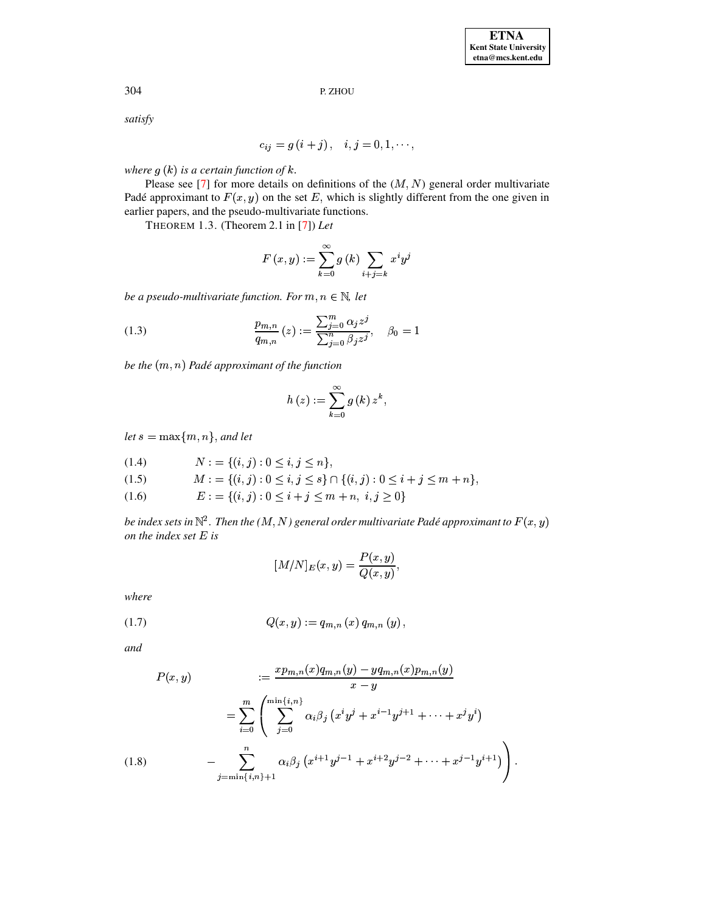*satisfy*

$$c_{ij} = g(i+j), \quad i,j = 0,1,\cdots,$$

*where $g(k)$ is a certain function of $k$.*

Please see [7] for more details on definitions of the $(M,N)$ general order multivariate Padé approximant to $F(x,y)$ on the set $E$, which is slightly different from the one given in earlier papers, and the pseudo-multivariate functions.

THEOREM 1.3. (Theorem 2.1 in [7]) *Let*

$$F(x,y) := \sum_{k=0}^{\infty} g(k) \sum_{i+j=k} x^i y^j$$

*be a pseudo-multivariate function. For $m,n \in \mathbb{N}$, let*

$$\frac{p_{m,n}}{q_{m,n}}(z) := \frac{\sum_{j=0}^{m} \alpha_j z^j}{\sum_{j=0}^{n} \beta_j z^j}, \quad \beta_0 = 1 \tag{1.3}$$

*be the $(m,n)$ Padé approximant of the function*

$$h(z) := \sum_{k=0}^{\infty} g(k) z^k,$$

*let $s = \max\{m,n\}$, and let*

$$N := \{(i,j) : 0 \le i,j \le n\}, \tag{1.4}$$

$$M := \{(i,j) : 0 \le i,j \le s\} \cap \{(i,j) : 0 \le i+j \le m+n\}, \tag{1.5}$$

$$E := \{(i,j) : 0 \le i+j \le m+n,\ i,j \ge 0\} \tag{1.6}$$

*be index sets in $\mathbb{N}^2$. Then the $(M,N)$ general order multivariate Padé approximant to $F(x,y)$ on the index set $E$ is*

$$[M/N]_E(x,y) = \frac{P(x,y)}{Q(x,y)},$$

*where*

$$Q(x,y) := q_{m,n}(x)\, q_{m,n}(y), \tag{1.7}$$

*and*

$$\begin{aligned} P(x,y) \quad &:= \frac{x p_{m,n}(x) q_{m,n}(y) - y q_{m,n}(x) p_{m,n}(y)}{x-y} \\ &= \sum_{i=0}^{m} \left( \sum_{j=0}^{\min\{i,n\}} \alpha_i \beta_j \left( x^i y^j + x^{i-1} y^{j+1} + \cdots + x^j y^i \right) \right. \\ &\quad \left. - \sum_{j=\min\{i,n\}+1}^{n} \alpha_i \beta_j \left( x^{i+1} y^{j-1} + x^{i+2} y^{j-2} + \cdots + x^{j-1} y^{i+1} \right) \right). \end{aligned} \tag{1.8}$$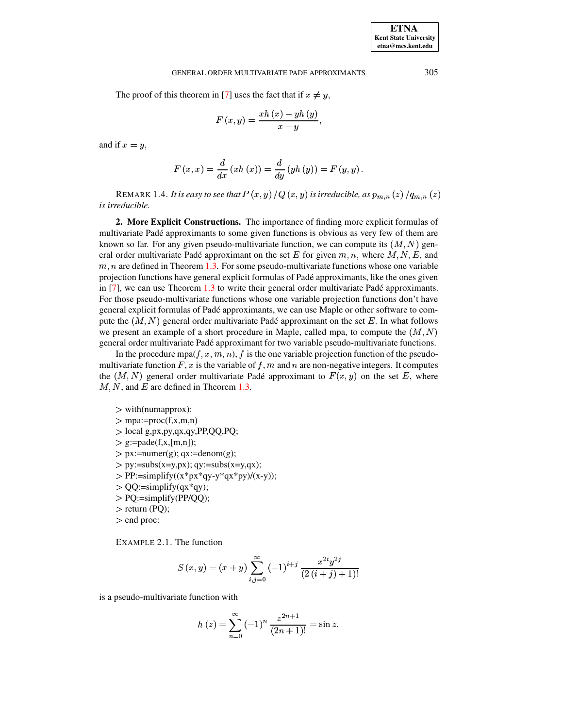The proof of this theorem in [7] uses the fact that if $x \neq y$,

$$F(x, y) = \frac{xh(x) - yh(y)}{x - y},$$

and if $x = y$,

$$F(x, x) = \frac{d}{dx}(xh(x)) = \frac{d}{dy}(yh(y)) = F(y, y).$$

REMARK 1.4. *It is easy to see that $P(x, y)/Q(x, y)$ is irreducible, as $p_{m,n}(z)/q_{m,n}(z)$ is irreducible.*

**2. More Explicit Constructions.** The importance of finding more explicit formulas of multivariate Padé approximants to some given functions is obvious as very few of them are known so far. For any given pseudo-multivariate function, we can compute its $(M, N)$ general order multivariate Padé approximant on the set $E$ for given $m, n$, where $M, N, E$, and $m, n$ are defined in Theorem 1.3. For some pseudo-multivariate functions whose one variable projection functions have general explicit formulas of Padé approximants, like the ones given in [7], we can use Theorem 1.3 to write their general order multivariate Padé approximants. For those pseudo-multivariate functions whose one variable projection functions don't have general explicit formulas of Padé approximants, we can use Maple or other software to compute the $(M, N)$ general order multivariate Padé approximant on the set $E$. In what follows we present an example of a short procedure in Maple, called mpa, to compute the $(M, N)$ general order multivariate Padé approximant for two variable pseudo-multivariate functions.

In the procedure mpa$(f, x, m, n)$, $f$ is the one variable projection function of the pseudo-multivariate function $F$, $x$ is the variable of $f$, $m$ and $n$ are non-negative integers. It computes the $(M, N)$ general order multivariate Padé approximant to $F(x, y)$ on the set $E$, where $M, N$, and $E$ are defined in Theorem 1.3.

```
> with(numapprox):
> mpa:=proc(f,x,m,n)
> local g,px,py,qx,qy,PP,QQ,PQ;
> g:=pade(f,x,[m,n]);
> px:=numer(g); qx:=denom(g);
> py:=subs(x=y,px); qy:=subs(x=y,qx);
> PP:=simplify((x*px*qy-y*qx*py)/(x-y));
> QQ:=simplify(qx*qy);
> PQ:=simplify(PP/QQ);
> return (PQ);
> end proc:
```

EXAMPLE 2.1. The function

$$S(x, y) = (x + y) \sum_{i,j=0}^{\infty} (-1)^{i+j} \frac{x^{2i} y^{2j}}{(2(i + j) + 1)!}$$

is a pseudo-multivariate function with

$$h(z) = \sum_{n=0}^{\infty} (-1)^n \frac{z^{2n+1}}{(2n + 1)!} = \sin z.$$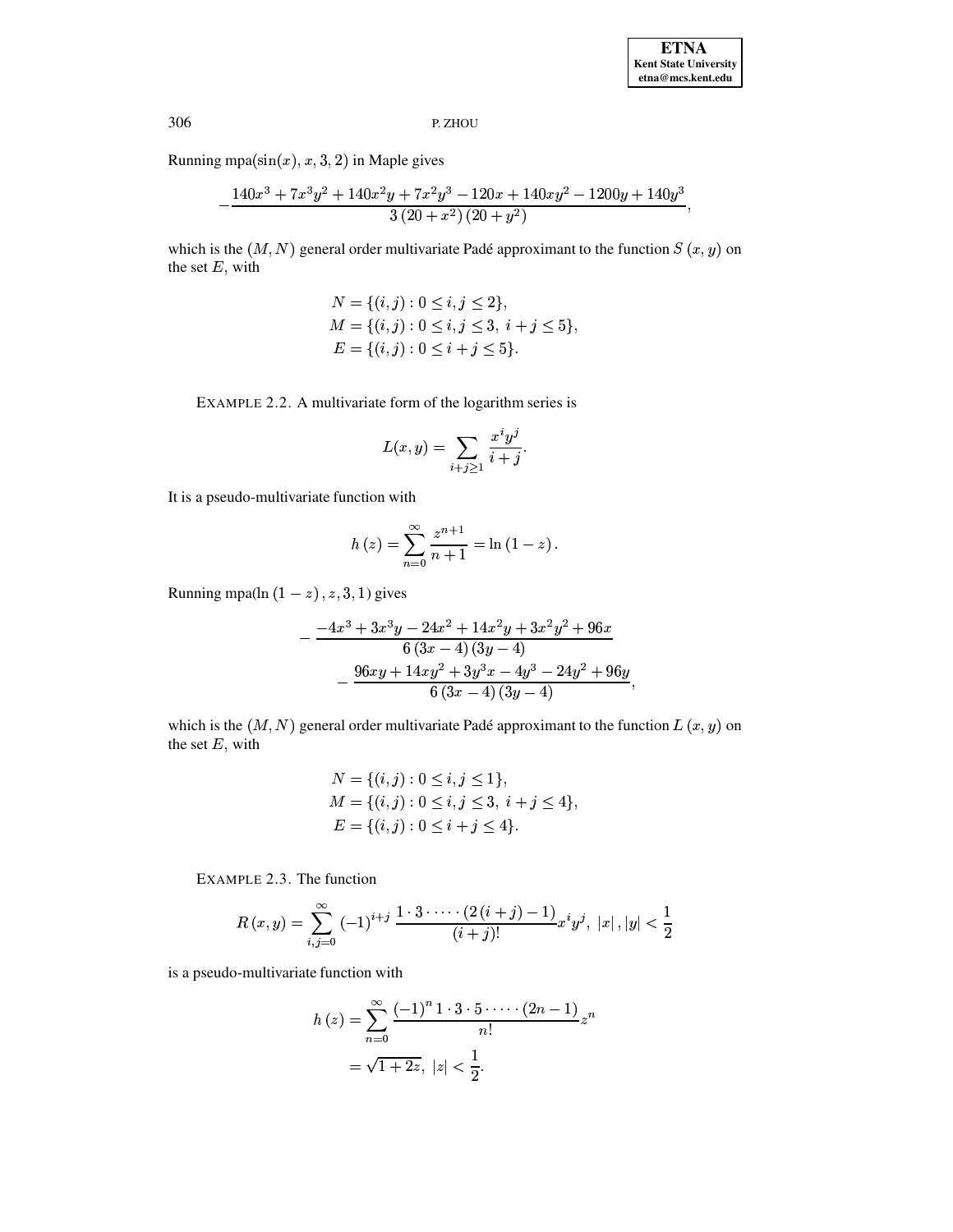Running mpa$(\sin(x), x, 3, 2)$ in Maple gives

$$-\frac{140x^3 + 7x^3y^2 + 140x^2y + 7x^2y^3 - 120x + 140xy^2 - 1200y + 140y^3}{3\left(20 + x^2\right)\left(20 + y^2\right)},$$

which is the $(M, N)$ general order multivariate Padé approximant to the function $S\left(x, y\right)$ on the set $E$, with

$$\begin{aligned}
N &= \{(i,j) : 0 \leq i, j \leq 2\}, \\
M &= \{(i,j) : 0 \leq i, j \leq 3,\ i + j \leq 5\}, \\
E &= \{(i,j) : 0 \leq i + j \leq 5\}.
\end{aligned}$$

EXAMPLE 2.2. A multivariate form of the logarithm series is

$$L(x,y) = \sum_{i+j \geq 1} \frac{x^i y^j}{i+j}.$$

It is a pseudo-multivariate function with

$$h\left(z\right) = \sum_{n=0}^{\infty} \frac{z^{n+1}}{n+1} = \ln\left(1 - z\right).$$

Running mpa$(\ln\left(1 - z\right), z, 3, 1)$ gives

$$\begin{aligned}
&- \frac{-4x^3 + 3x^3y - 24x^2 + 14x^2y + 3x^2y^2 + 96x}{6\left(3x - 4\right)\left(3y - 4\right)} \\
&\qquad - \frac{96xy + 14xy^2 + 3y^3x - 4y^3 - 24y^2 + 96y}{6\left(3x - 4\right)\left(3y - 4\right)},
\end{aligned}$$

which is the $(M, N)$ general order multivariate Padé approximant to the function $L\left(x, y\right)$ on the set $E$, with

$$\begin{aligned}
N &= \{(i,j) : 0 \leq i, j \leq 1\}, \\
M &= \{(i,j) : 0 \leq i, j \leq 3,\ i + j \leq 4\}, \\
E &= \{(i,j) : 0 \leq i + j \leq 4\}.
\end{aligned}$$

EXAMPLE 2.3. The function

$$R\left(x, y\right) = \sum_{i,j=0}^{\infty} \left(-1\right)^{i+j} \frac{1 \cdot 3 \cdot \dots \cdot \left(2\left(i+j\right) - 1\right)}{\left(i+j\right)!} x^i y^j,\ \left|x\right|, \left|y\right| < \frac{1}{2}$$

is a pseudo-multivariate function with

$$\begin{aligned}
h\left(z\right) &= \sum_{n=0}^{\infty} \frac{\left(-1\right)^n 1 \cdot 3 \cdot 5 \cdot \dots \cdot \left(2n - 1\right)}{n!} z^n \\
&= \sqrt{1 + 2z},\ \left|z\right| < \frac{1}{2}.
\end{aligned}$$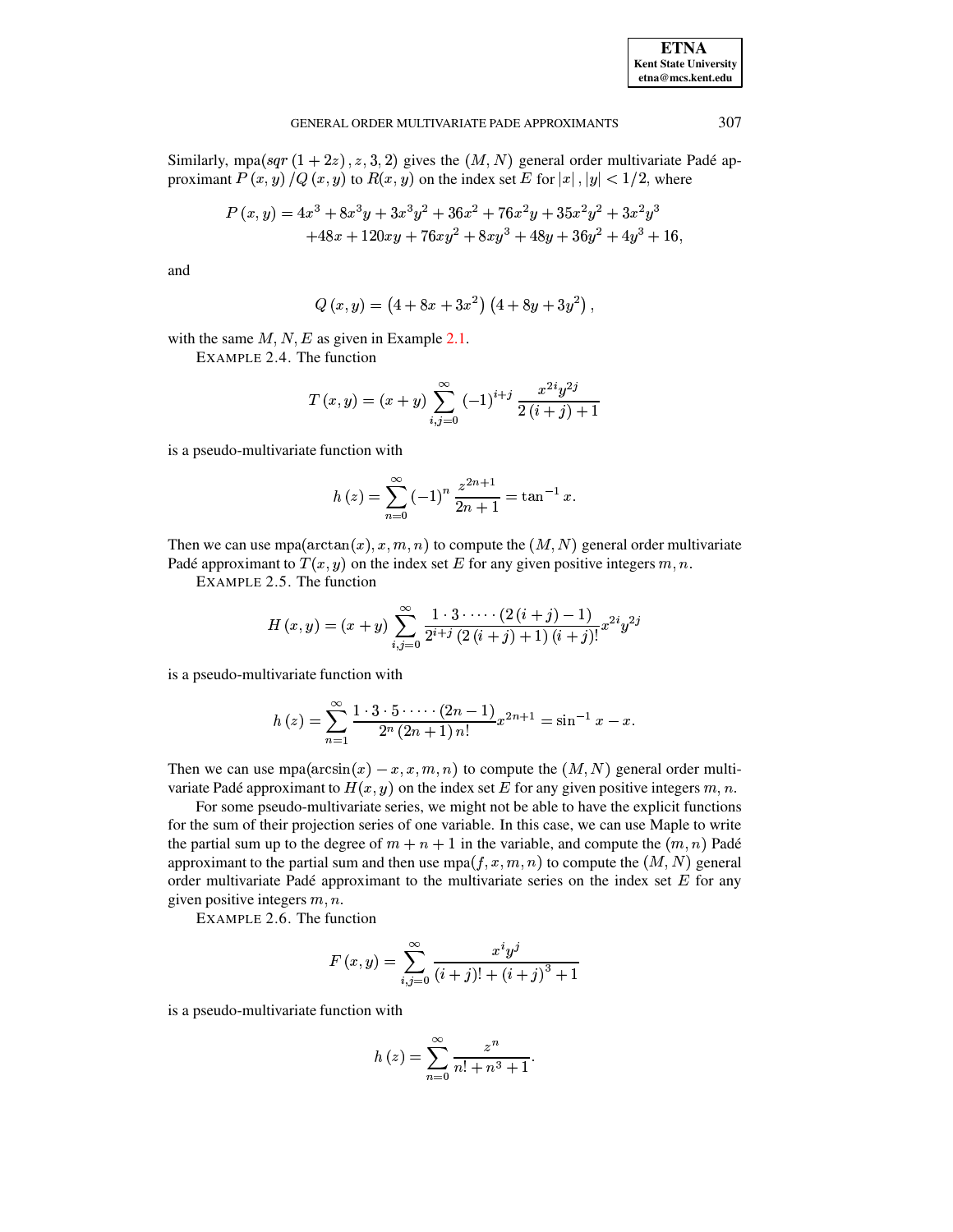Similarly, mpa$(sqr\ (1+2z)\,, z, 3, 2)$ gives the $(M, N)$ general order multivariate Padé approximant $P(x,y)/Q(x,y)$ to $R(x,y)$ on the index set $E$ for $|x|\,, |y| < 1/2$, where

$$P(x,y) = 4x^3 + 8x^3y + 3x^3y^2 + 36x^2 + 76x^2y + 35x^2y^2 + 3x^2y^3 \\ +48x + 120xy + 76xy^2 + 8xy^3 + 48y + 36y^2 + 4y^3 + 16,$$

and

$$Q(x,y) = \left(4 + 8x + 3x^2\right)\left(4 + 8y + 3y^2\right),$$

with the same $M, N, E$ as given in Example 2.1.

EXAMPLE 2.4. The function

$$T(x,y) = (x+y)\sum_{i,j=0}^{\infty} (-1)^{i+j} \frac{x^{2i}y^{2j}}{2(i+j)+1}$$

is a pseudo-multivariate function with

$$h(z) = \sum_{n=0}^{\infty} (-1)^n \frac{z^{2n+1}}{2n+1} = \tan^{-1} x.$$

Then we can use mpa$(\arctan(x), x, m, n)$ to compute the $(M, N)$ general order multivariate Padé approximant to $T(x,y)$ on the index set $E$ for any given positive integers $m, n$.

EXAMPLE 2.5. The function

$$H(x,y) = (x+y)\sum_{i,j=0}^{\infty} \frac{1 \cdot 3 \cdot \cdots \cdot (2(i+j)-1)}{2^{i+j}(2(i+j)+1)(i+j)!} x^{2i}y^{2j}$$

is a pseudo-multivariate function with

$$h(z) = \sum_{n=1}^{\infty} \frac{1 \cdot 3 \cdot 5 \cdot \cdots \cdot (2n-1)}{2^n(2n+1)n!} x^{2n+1} = \sin^{-1} x - x.$$

Then we can use mpa$(\arcsin(x) - x, x, m, n)$ to compute the $(M, N)$ general order multivariate Padé approximant to $H(x,y)$ on the index set $E$ for any given positive integers $m, n$.

For some pseudo-multivariate series, we might not be able to have the explicit functions for the sum of their projection series of one variable. In this case, we can use Maple to write the partial sum up to the degree of $m+n+1$ in the variable, and compute the $(m,n)$ Padé approximant to the partial sum and then use mpa$(f, x, m, n)$ to compute the $(M, N)$ general order multivariate Padé approximant to the multivariate series on the index set $E$ for any given positive integers $m, n$.

EXAMPLE 2.6. The function

$$F(x,y) = \sum_{i,j=0}^{\infty} \frac{x^i y^j}{(i+j)! + (i+j)^3 + 1}$$

is a pseudo-multivariate function with

$$h(z) = \sum_{n=0}^{\infty} \frac{z^n}{n! + n^3 + 1}.$$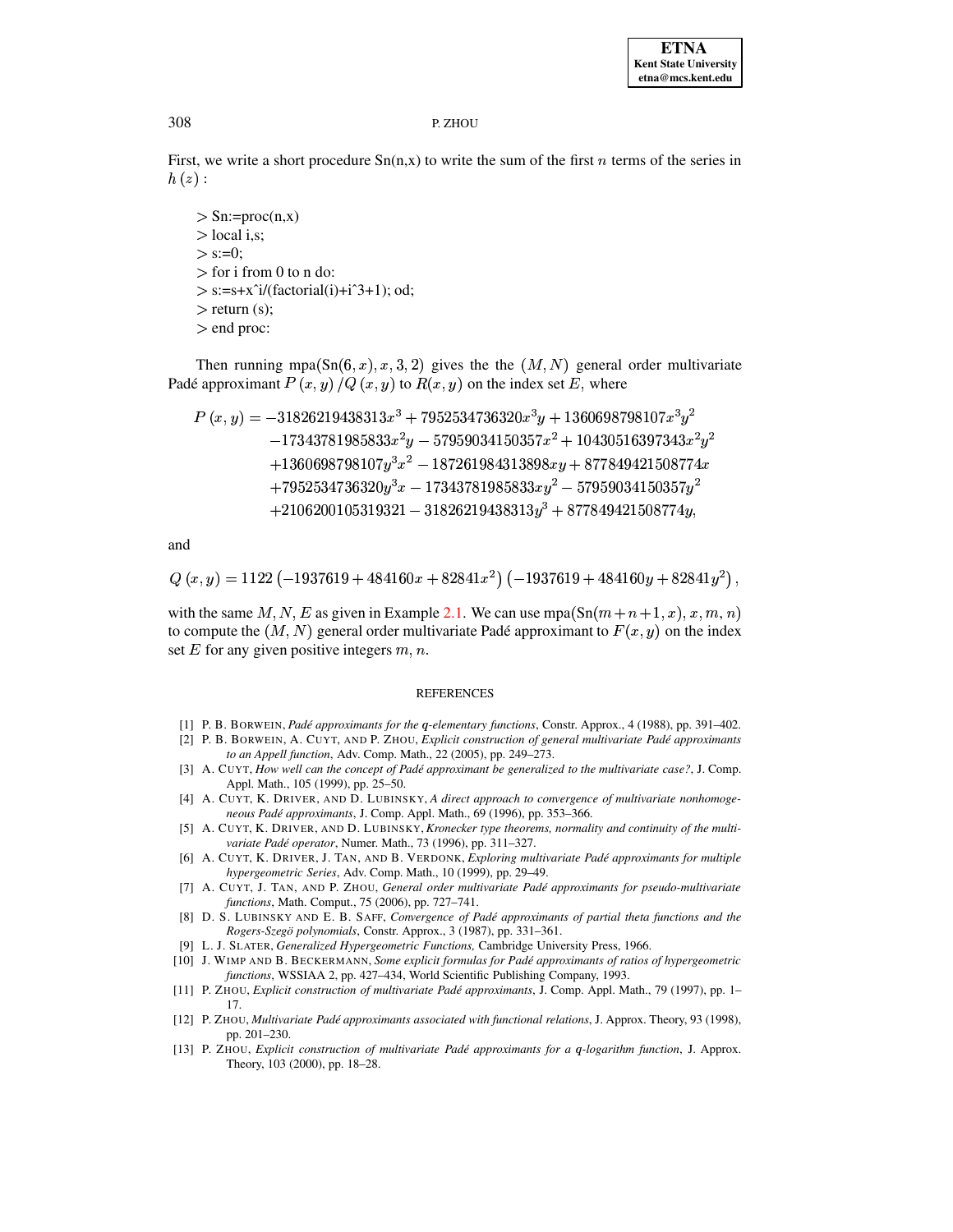First, we write a short procedure Sn(n,x) to write the sum of the first $n$ terms of the series in $h(z)$ :

```
> Sn:=proc(n,x)
> local i,s;
> s:=0;
> for i from 0 to n do:
> s:=s+x^i/(factorial(i)+i^3+1); od;
> return (s);
> end proc:
```

Then running mpa$(\text{Sn}(6,x), x, 3, 2)$ gives the the $(M, N)$ general order multivariate Padé approximant $P(x, y) / Q(x, y)$ to $R(x, y)$ on the index set $E$, where

$$
\begin{aligned}
P(x, y) = & -31826219438313x^3 + 7952534736320x^3y + 1360698798107x^3y^2 \\
& -17343781985833x^2y - 57959034150357x^2 + 10430516397343x^2y^2 \\
& +1360698798107y^3x^2 - 187261984313898xy + 877849421508774x \\
& +7952534736320y^3x - 17343781985833xy^2 - 57959034150357y^2 \\
& +2106200105319321 - 31826219438313y^3 + 877849421508774y,
\end{aligned}
$$

and

$$
Q(x, y) = 1122\left(-1937619 + 484160x + 82841x^2\right)\left(-1937619 + 484160y + 82841y^2\right),
$$

with the same $M, N, E$ as given in Example 2.1. We can use mpa$(\text{Sn}(m+n+1,x), x, m, n)$ to compute the $(M, N)$ general order multivariate Padé approximant to $F(x, y)$ on the index set $E$ for any given positive integers $m, n$.

## REFERENCES

[1] P. B. Borwein, *Padé approximants for the q-elementary functions*, Constr. Approx., 4 (1988), pp. 391–402.

[2] P. B. Borwein, A. Cuyt, and P. Zhou, *Explicit construction of general multivariate Padé approximants to an Appell function*, Adv. Comp. Math., 22 (2005), pp. 249–273.

[3] A. Cuyt, *How well can the concept of Padé approximant be generalized to the multivariate case?*, J. Comp. Appl. Math., 105 (1999), pp. 25–50.

[4] A. Cuyt, K. Driver, and D. Lubinsky, *A direct approach to convergence of multivariate nonhomogeneous Padé approximants*, J. Comp. Appl. Math., 69 (1996), pp. 353–366.

[5] A. Cuyt, K. Driver, and D. Lubinsky, *Kronecker type theorems, normality and continuity of the multivariate Padé operator*, Numer. Math., 73 (1996), pp. 311–327.

[6] A. Cuyt, K. Driver, J. Tan, and B. Verdonk, *Exploring multivariate Padé approximants for multiple hypergeometric Series*, Adv. Comp. Math., 10 (1999), pp. 29–49.

[7] A. Cuyt, J. Tan, and P. Zhou, *General order multivariate Padé approximants for pseudo-multivariate functions*, Math. Comput., 75 (2006), pp. 727–741.

[8] D. S. Lubinsky and E. B. Saff, *Convergence of Padé approximants of partial theta functions and the Rogers-Szegö polynomials*, Constr. Approx., 3 (1987), pp. 331–361.

[9] L. J. Slater, *Generalized Hypergeometric Functions,* Cambridge University Press, 1966.

[10] J. Wimp and B. Beckermann, *Some explicit formulas for Padé approximants of ratios of hypergeometric functions*, WSSIAA 2, pp. 427–434, World Scientific Publishing Company, 1993.

[11] P. Zhou, *Explicit construction of multivariate Padé approximants*, J. Comp. Appl. Math., 79 (1997), pp. 1–17.

[12] P. Zhou, *Multivariate Padé approximants associated with functional relations*, J. Approx. Theory, 93 (1998), pp. 201–230.

[13] P. Zhou, *Explicit construction of multivariate Padé approximants for a q-logarithm function*, J. Approx. Theory, 103 (2000), pp. 18–28.